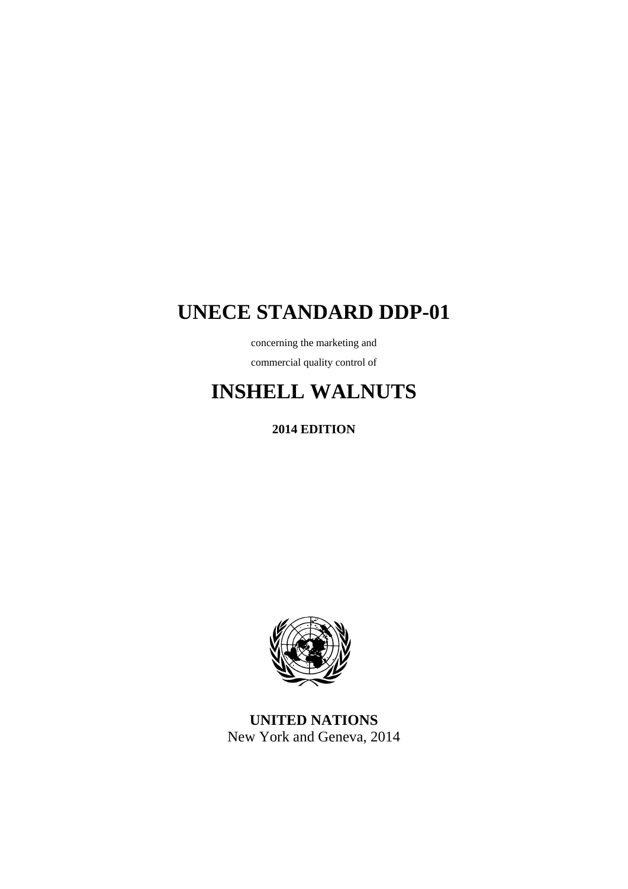# UNECE STANDARD DDP-01

concerning the marketing and

commercial quality control of

# INSHELL WALNUTS

**2014 EDITION**

**UNITED NATIONS**
New York and Geneva, 2014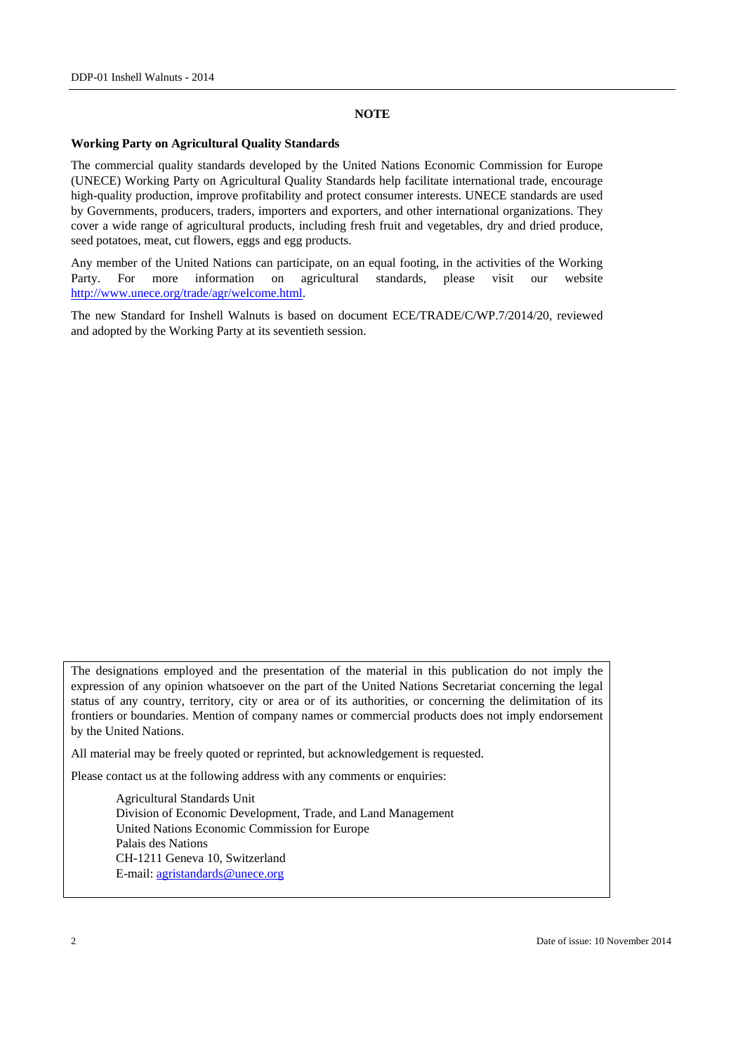## NOTE

### Working Party on Agricultural Quality Standards

The commercial quality standards developed by the United Nations Economic Commission for Europe (UNECE) Working Party on Agricultural Quality Standards help facilitate international trade, encourage high-quality production, improve profitability and protect consumer interests. UNECE standards are used by Governments, producers, traders, importers and exporters, and other international organizations. They cover a wide range of agricultural products, including fresh fruit and vegetables, dry and dried produce, seed potatoes, meat, cut flowers, eggs and egg products.

Any member of the United Nations can participate, on an equal footing, in the activities of the Working Party. For more information on agricultural standards, please visit our website http://www.unece.org/trade/agr/welcome.html.

The new Standard for Inshell Walnuts is based on document ECE/TRADE/C/WP.7/2014/20, reviewed and adopted by the Working Party at its seventieth session.

The designations employed and the presentation of the material in this publication do not imply the expression of any opinion whatsoever on the part of the United Nations Secretariat concerning the legal status of any country, territory, city or area or of its authorities, or concerning the delimitation of its frontiers or boundaries. Mention of company names or commercial products does not imply endorsement by the United Nations.

All material may be freely quoted or reprinted, but acknowledgement is requested.

Please contact us at the following address with any comments or enquiries:

Agricultural Standards Unit
Division of Economic Development, Trade, and Land Management
United Nations Economic Commission for Europe
Palais des Nations
CH-1211 Geneva 10, Switzerland
E-mail: agristandards@unece.org

Date of issue: 10 November 2014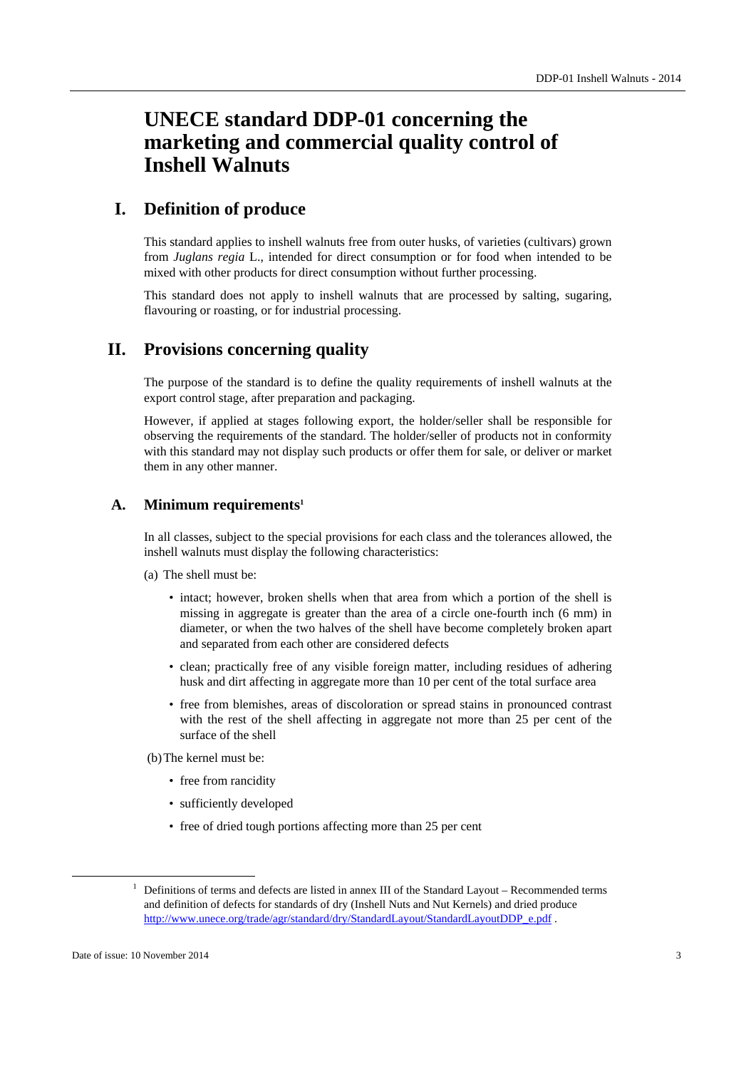# UNECE standard DDP-01 concerning the marketing and commercial quality control of Inshell Walnuts

## I. Definition of produce

This standard applies to inshell walnuts free from outer husks, of varieties (cultivars) grown from *Juglans regia* L., intended for direct consumption or for food when intended to be mixed with other products for direct consumption without further processing.

This standard does not apply to inshell walnuts that are processed by salting, sugaring, flavouring or roasting, or for industrial processing.

## II. Provisions concerning quality

The purpose of the standard is to define the quality requirements of inshell walnuts at the export control stage, after preparation and packaging.

However, if applied at stages following export, the holder/seller shall be responsible for observing the requirements of the standard. The holder/seller of products not in conformity with this standard may not display such products or offer them for sale, or deliver or market them in any other manner.

### A. Minimum requirements[1]

In all classes, subject to the special provisions for each class and the tolerances allowed, the inshell walnuts must display the following characteristics:

(a) The shell must be:

- intact; however, broken shells when that area from which a portion of the shell is missing in aggregate is greater than the area of a circle one-fourth inch (6 mm) in diameter, or when the two halves of the shell have become completely broken apart and separated from each other are considered defects
- clean; practically free of any visible foreign matter, including residues of adhering husk and dirt affecting in aggregate more than 10 per cent of the total surface area
- free from blemishes, areas of discoloration or spread stains in pronounced contrast with the rest of the shell affecting in aggregate not more than 25 per cent of the surface of the shell

(b) The kernel must be:

- free from rancidity
- sufficiently developed
- free of dried tough portions affecting more than 25 per cent

[1] Definitions of terms and defects are listed in annex III of the Standard Layout – Recommended terms and definition of defects for standards of dry (Inshell Nuts and Nut Kernels) and dried produce http://www.unece.org/trade/agr/standard/dry/StandardLayout/StandardLayoutDDP_e.pdf .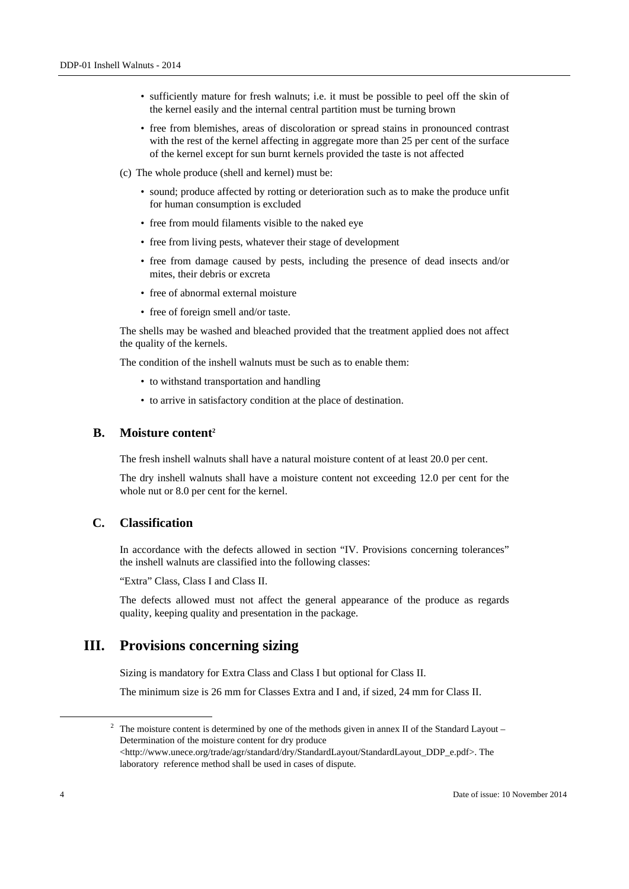- sufficiently mature for fresh walnuts; i.e. it must be possible to peel off the skin of the kernel easily and the internal central partition must be turning brown
- free from blemishes, areas of discoloration or spread stains in pronounced contrast with the rest of the kernel affecting in aggregate more than 25 per cent of the surface of the kernel except for sun burnt kernels provided the taste is not affected

(c) The whole produce (shell and kernel) must be:

- sound; produce affected by rotting or deterioration such as to make the produce unfit for human consumption is excluded
- free from mould filaments visible to the naked eye
- free from living pests, whatever their stage of development
- free from damage caused by pests, including the presence of dead insects and/or mites, their debris or excreta
- free of abnormal external moisture
- free of foreign smell and/or taste.

The shells may be washed and bleached provided that the treatment applied does not affect the quality of the kernels.

The condition of the inshell walnuts must be such as to enable them:

- to withstand transportation and handling
- to arrive in satisfactory condition at the place of destination.

### B. Moisture content[2]

The fresh inshell walnuts shall have a natural moisture content of at least 20.0 per cent.

The dry inshell walnuts shall have a moisture content not exceeding 12.0 per cent for the whole nut or 8.0 per cent for the kernel.

### C. Classification

In accordance with the defects allowed in section "IV. Provisions concerning tolerances" the inshell walnuts are classified into the following classes:

"Extra" Class, Class I and Class II.

The defects allowed must not affect the general appearance of the produce as regards quality, keeping quality and presentation in the package.

## III. Provisions concerning sizing

Sizing is mandatory for Extra Class and Class I but optional for Class II.

The minimum size is 26 mm for Classes Extra and I and, if sized, 24 mm for Class II.

---

[2] The moisture content is determined by one of the methods given in annex II of the Standard Layout – Determination of the moisture content for dry produce <http://www.unece.org/trade/agr/standard/dry/StandardLayout/StandardLayout_DDP_e.pdf>. The laboratory reference method shall be used in cases of dispute.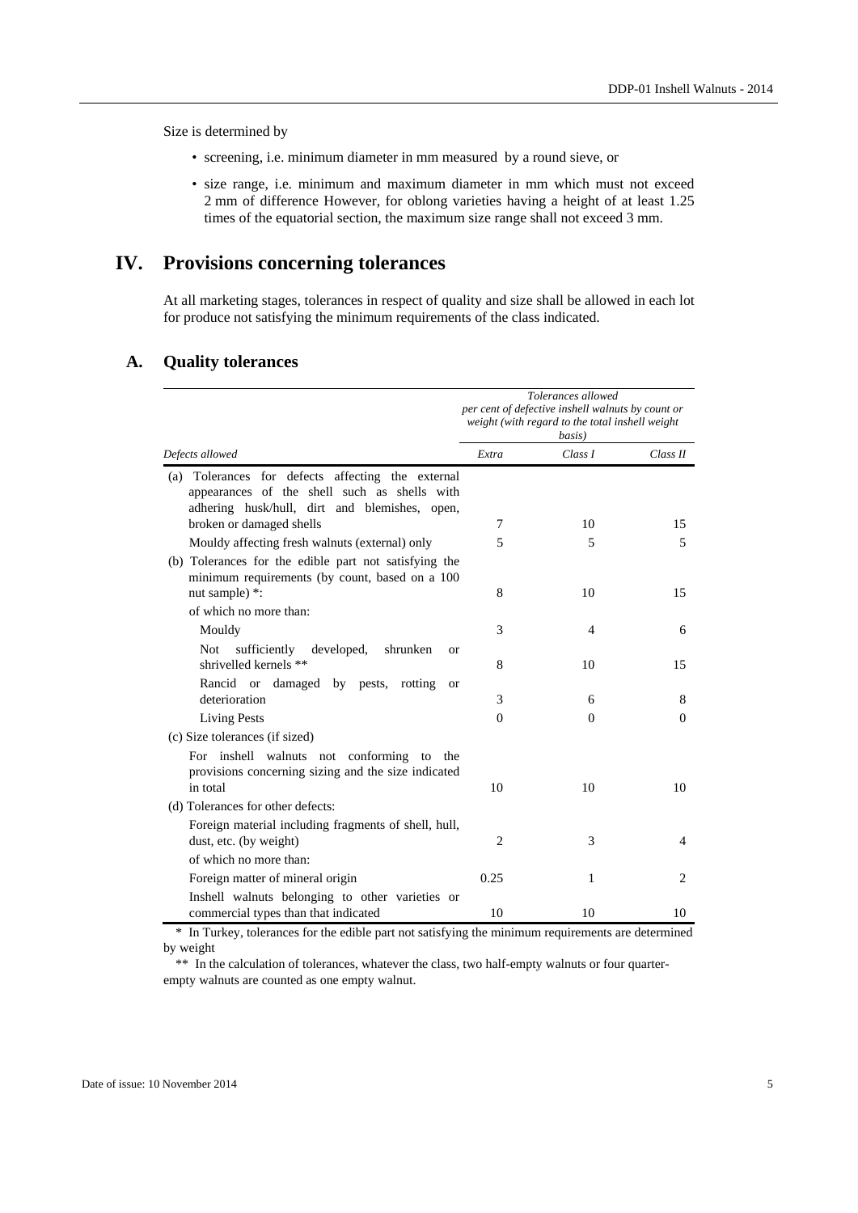Size is determined by

- screening, i.e. minimum diameter in mm measured by a round sieve, or
- size range, i.e. minimum and maximum diameter in mm which must not exceed 2 mm of difference However, for oblong varieties having a height of at least 1.25 times of the equatorial section, the maximum size range shall not exceed 3 mm.

# IV. Provisions concerning tolerances

At all marketing stages, tolerances in respect of quality and size shall be allowed in each lot for produce not satisfying the minimum requirements of the class indicated.

## A. Quality tolerances

| | *Tolerances allowed per cent of defective inshell walnuts by count or weight (with regard to the total inshell weight basis)* | | |
|---|---|---|---|
| *Defects allowed* | *Extra* | *Class I* | *Class II* |
| (a) Tolerances for defects affecting the external appearances of the shell such as shells with adhering husk/hull, dirt and blemishes, open, broken or damaged shells | 7 | 10 | 15 |
| Mouldy affecting fresh walnuts (external) only | 5 | 5 | 5 |
| (b) Tolerances for the edible part not satisfying the minimum requirements (by count, based on a 100 nut sample) *: | 8 | 10 | 15 |
| of which no more than: | | | |
| Mouldy | 3 | 4 | 6 |
| Not sufficiently developed, shrunken or shrivelled kernels ** | 8 | 10 | 15 |
| Rancid or damaged by pests, rotting or deterioration | 3 | 6 | 8 |
| Living Pests | 0 | 0 | 0 |
| (c) Size tolerances (if sized) | | | |
| For inshell walnuts not conforming to the provisions concerning sizing and the size indicated in total | 10 | 10 | 10 |
| (d) Tolerances for other defects: | | | |
| Foreign material including fragments of shell, hull, dust, etc. (by weight) | 2 | 3 | 4 |
| of which no more than: | | | |
| Foreign matter of mineral origin | 0.25 | 1 | 2 |
| Inshell walnuts belonging to other varieties or commercial types than that indicated | 10 | 10 | 10 |

\* In Turkey, tolerances for the edible part not satisfying the minimum requirements are determined by weight

\*\* In the calculation of tolerances, whatever the class, two half-empty walnuts or four quarter-empty walnuts are counted as one empty walnut.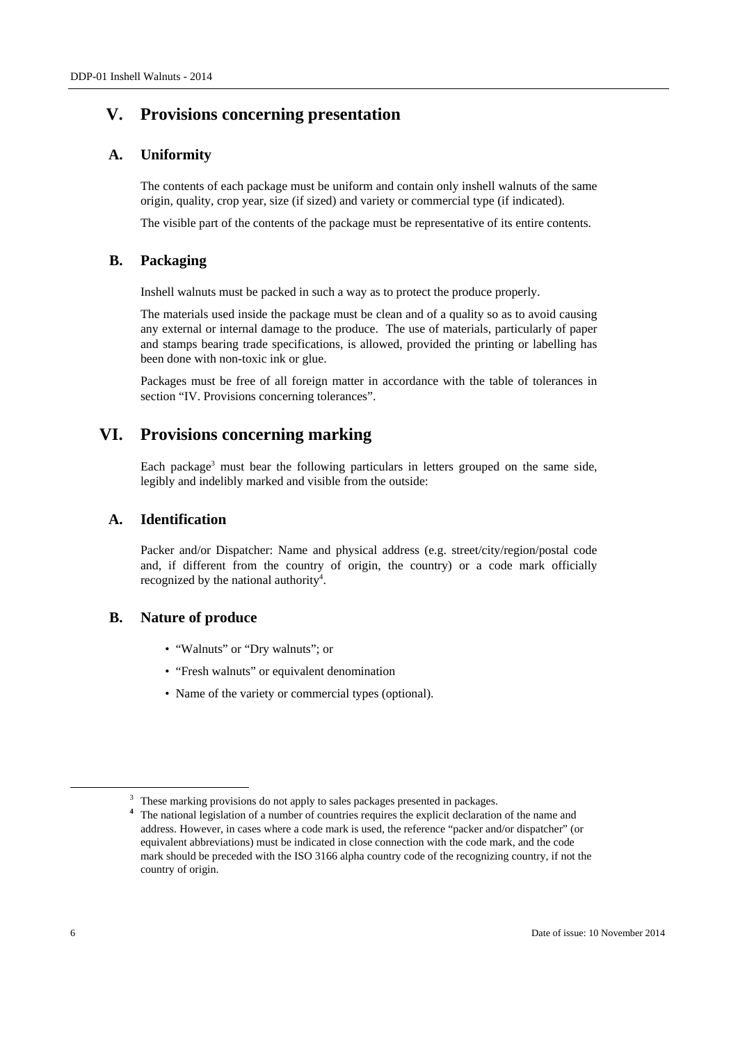## V. Provisions concerning presentation

### A. Uniformity

The contents of each package must be uniform and contain only inshell walnuts of the same origin, quality, crop year, size (if sized) and variety or commercial type (if indicated).

The visible part of the contents of the package must be representative of its entire contents.

### B. Packaging

Inshell walnuts must be packed in such a way as to protect the produce properly.

The materials used inside the package must be clean and of a quality so as to avoid causing any external or internal damage to the produce. The use of materials, particularly of paper and stamps bearing trade specifications, is allowed, provided the printing or labelling has been done with non-toxic ink or glue.

Packages must be free of all foreign matter in accordance with the table of tolerances in section “IV. Provisions concerning tolerances”.

## VI. Provisions concerning marking

Each package[3] must bear the following particulars in letters grouped on the same side, legibly and indelibly marked and visible from the outside:

### A. Identification

Packer and/or Dispatcher: Name and physical address (e.g. street/city/region/postal code and, if different from the country of origin, the country) or a code mark officially recognized by the national authority[4].

### B. Nature of produce

- “Walnuts” or “Dry walnuts”; or
- “Fresh walnuts” or equivalent denomination
- Name of the variety or commercial types (optional).

---

[3] These marking provisions do not apply to sales packages presented in packages.

[4] The national legislation of a number of countries requires the explicit declaration of the name and address. However, in cases where a code mark is used, the reference “packer and/or dispatcher” (or equivalent abbreviations) must be indicated in close connection with the code mark, and the code mark should be preceded with the ISO 3166 alpha country code of the recognizing country, if not the country of origin.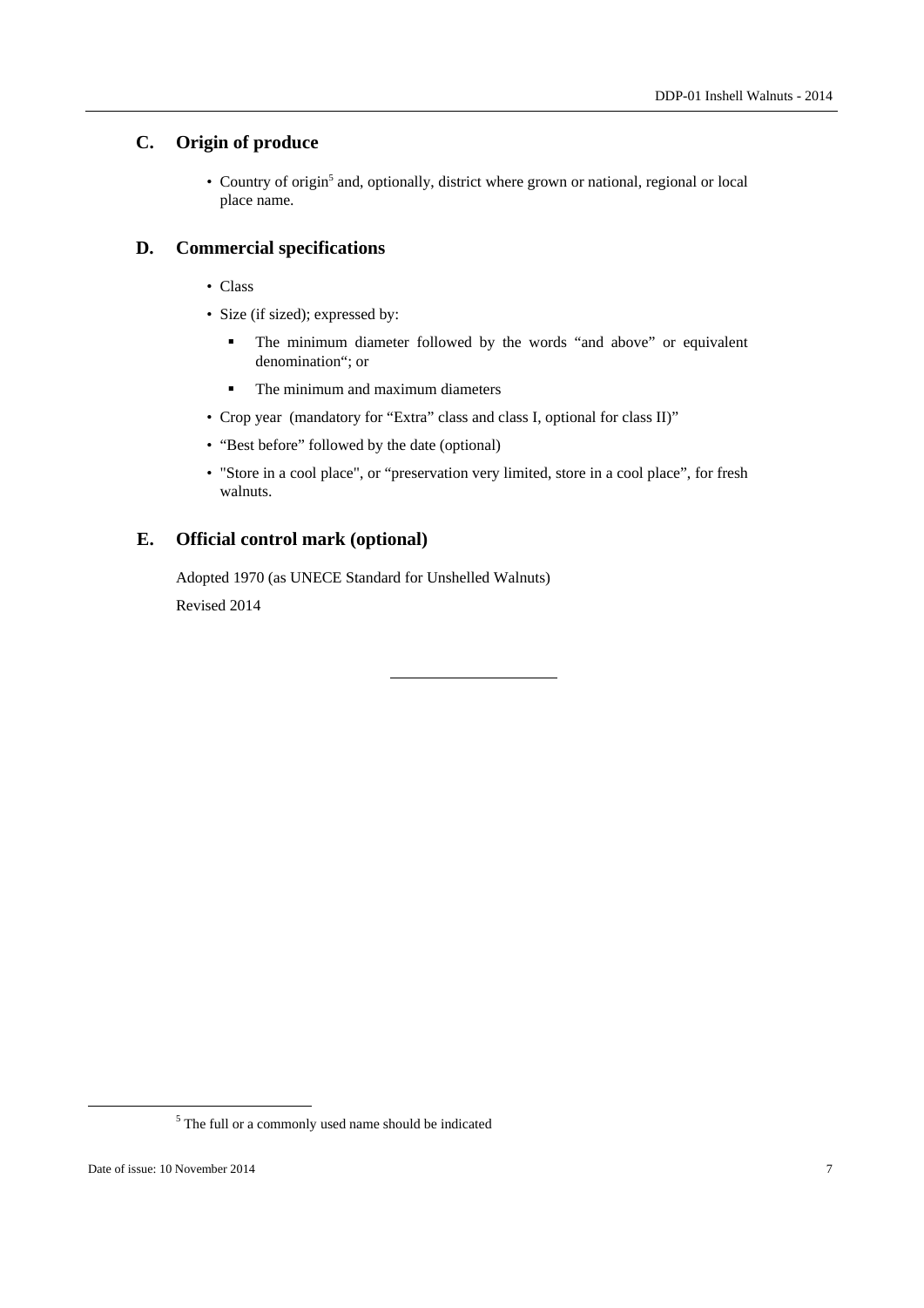## C. Origin of produce

- Country of origin[5] and, optionally, district where grown or national, regional or local place name.

## D. Commercial specifications

- Class
- Size (if sized); expressed by:
  - The minimum diameter followed by the words "and above" or equivalent denomination"; or
  - The minimum and maximum diameters
- Crop year (mandatory for "Extra" class and class I, optional for class II)"
- "Best before" followed by the date (optional)
- "Store in a cool place", or "preservation very limited, store in a cool place", for fresh walnuts.

## E. Official control mark (optional)

Adopted 1970 (as UNECE Standard for Unshelled Walnuts)

Revised 2014

---

[5] The full or a commonly used name should be indicated